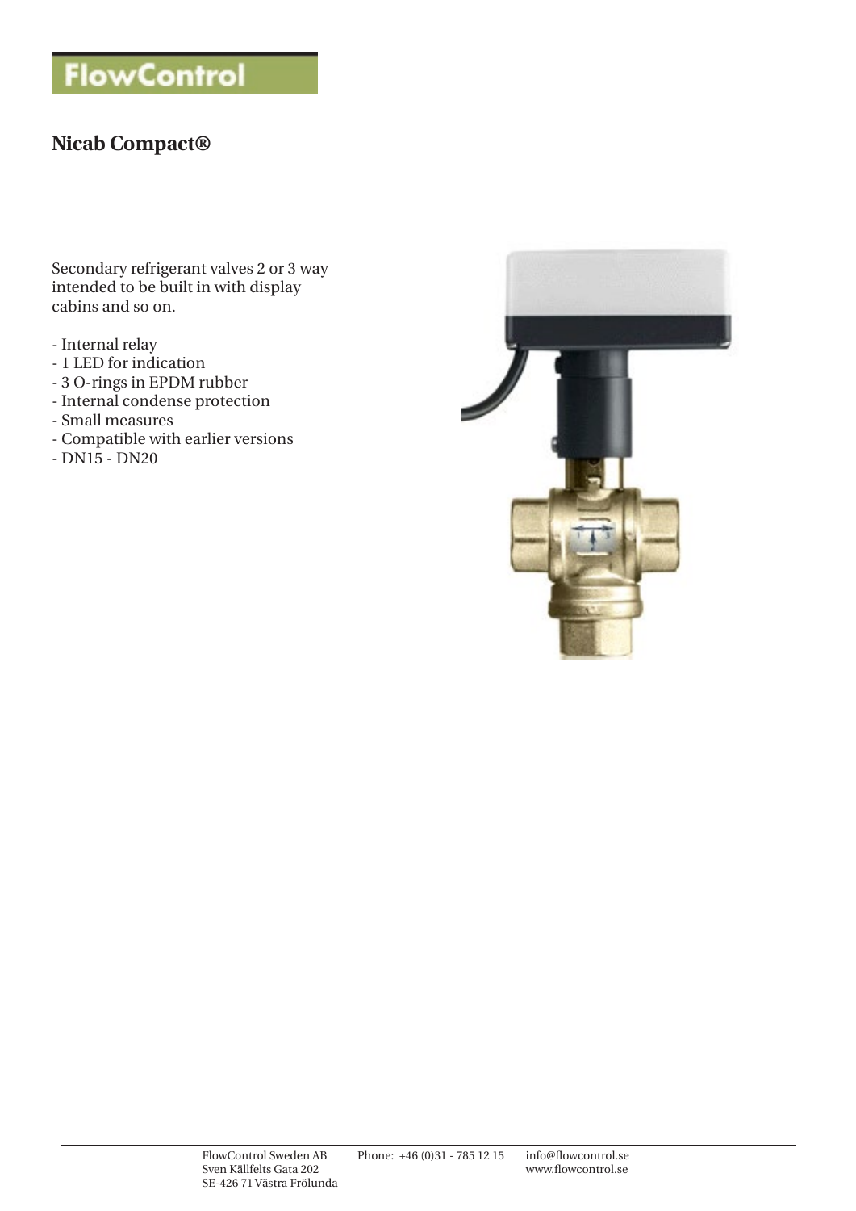FlowControl

# Nicab Compact®

Secondary refrigerant valves 2 or 3 way intended to be built in with display cabins and so on.

- Internal relay
- 1 LED for indication
- 3 O-rings in EPDM rubber
- Internal condense protection
- Small measures
- Compatible with earlier versions
- DN15 - DN20

FlowControl Sweden AB
Sven Källfelts Gata 202
SE-426 71 Västra Frölunda

Phone: +46 (0)31 - 785 12 15

info@flowcontrol.se
www.flowcontrol.se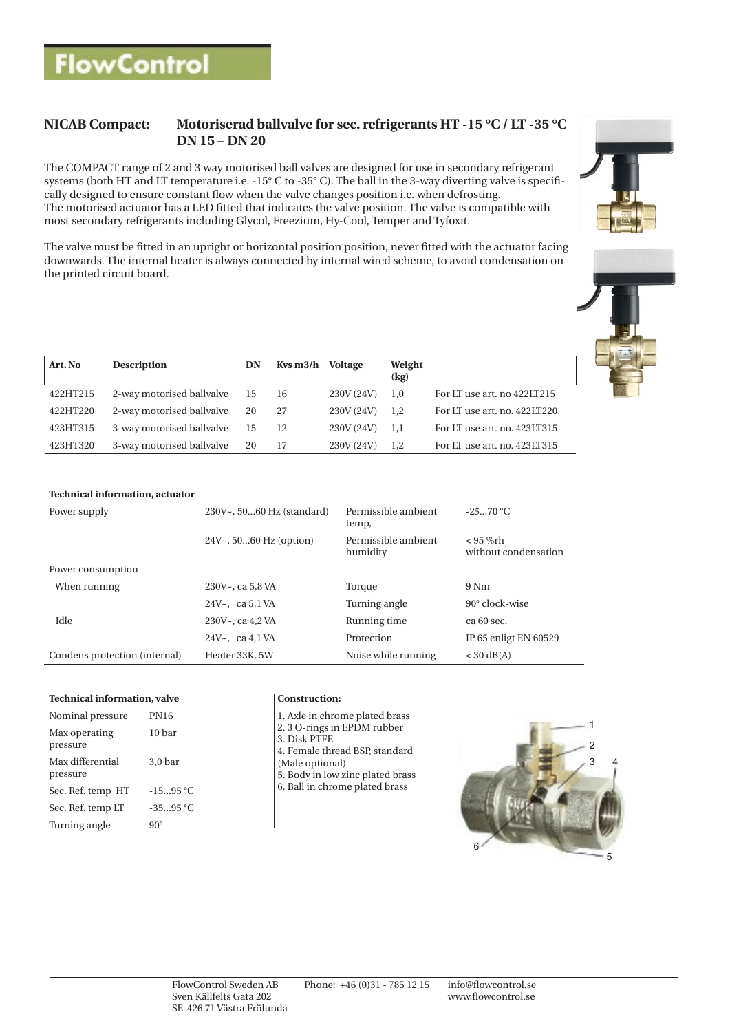# FlowControl

## NICAB Compact: Motoriserad ballvalve for sec. refrigerants HT -15 °C / LT -35 °C DN 15 – DN 20

The COMPACT range of 2 and 3 way motorised ball valves are designed for use in secondary refrigerant systems (both HT and LT temperature i.e. -15° C to -35° C). The ball in the 3-way diverting valve is specifically designed to ensure constant flow when the valve changes position i.e. when defrosting.
The motorised actuator has a LED fitted that indicates the valve position. The valve is compatible with most secondary refrigerants including Glycol, Freezium, Hy-Cool, Temper and Tyfoxit.

The valve must be fitted in an upright or horizontal position position, never fitted with the actuator facing downwards. The internal heater is always connected by internal wired scheme, to avoid condensation on the printed circuit board.

| Art. No | Description | DN | Kvs m3/h | Voltage | Weight (kg) | |
|---|---|---|---|---|---|---|
| 422HT215 | 2-way motorised ballvalve | 15 | 16 | 230V (24V) | 1,0 | For LT use art. no 422LT215 |
| 422HT220 | 2-way motorised ballvalve | 20 | 27 | 230V (24V) | 1,2 | For LT use art. no. 422LT220 |
| 423HT315 | 3-way motorised ballvalve | 15 | 12 | 230V (24V) | 1,1 | For LT use art. no. 423LT315 |
| 423HT320 | 3-way motorised ballvalve | 20 | 17 | 230V (24V) | 1,2 | For LT use art. no. 423LT315 |

**Technical information, actuator**

| | | | |
|---|---|---|---|
| Power supply | 230V~, 50...60 Hz (standard) | Permissible ambient temp, | -25...70 °C |
| | 24V~, 50...60 Hz (option) | Permissible ambient humidity | < 95 %rh without condensation |
| Power consumption | | | |
| When running | 230V~, ca 5,8 VA | Torque | 9 Nm |
| | 24V~, ca 5,1 VA | Turning angle | 90° clock-wise |
| Idle | 230V~, ca 4,2 VA | Running time | ca 60 sec. |
| | 24V~, ca 4,1 VA | Protection | IP 65 enligt EN 60529 |
| Condens protection (internal) | Heater 33K, 5W | Noise while running | < 30 dB(A) |

**Technical information, valve**

| | |
|---|---|
| Nominal pressure | PN16 |
| Max operating pressure | 10 bar |
| Max differential pressure | 3,0 bar |
| Sec. Ref. temp HT | -15...95 °C |
| Sec. Ref. temp LT | -35...95 °C |
| Turning angle | 90° |

**Construction:**

1. Axle in chrome plated brass
2. 3 O-rings in EPDM rubber
3. Disk PTFE
4. Female thread BSP, standard (Male optional)
5. Body in low zinc plated brass
6. Ball in chrome plated brass

FlowControl Sweden AB
Sven Källfelts Gata 202
SE-426 71 Västra Frölunda

Phone: +46 (0)31 - 785 12 15

info@flowcontrol.se
www.flowcontrol.se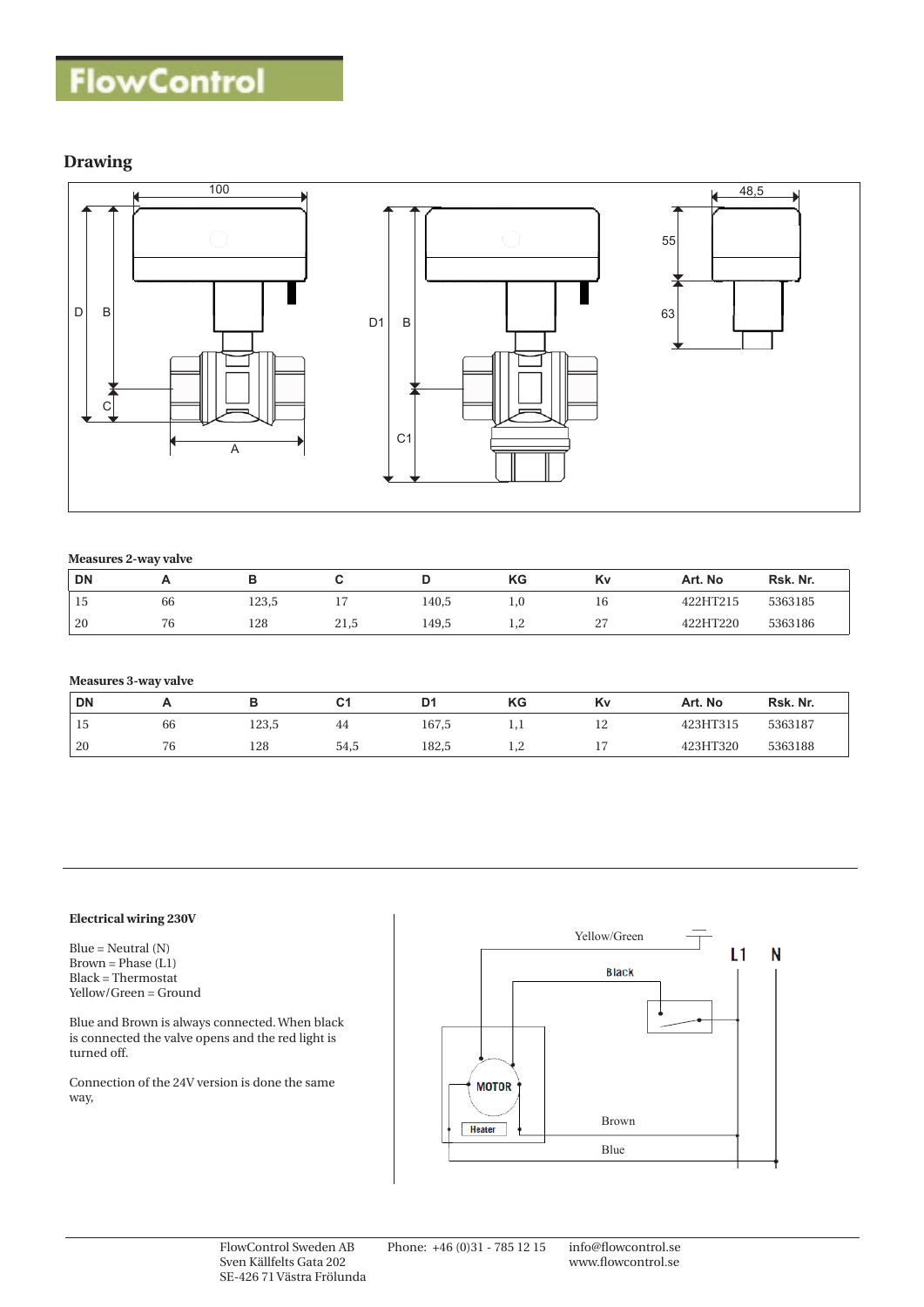## Drawing

100

48,5

55

63

D B

D1 B

C

C1

A

**Measures 2-way valve**

| DN | A | B | C | D | KG | Kv | Art. No | Rsk. Nr. |
|---|---|---|---|---|---|---|---|---|
| 15 | 66 | 123,5 | 17 | 140,5 | 1,0 | 16 | 422HT215 | 5363185 |
| 20 | 76 | 128 | 21,5 | 149,5 | 1,2 | 27 | 422HT220 | 5363186 |

**Measures 3-way valve**

| DN | A | B | C1 | D1 | KG | Kv | Art. No | Rsk. Nr. |
|---|---|---|---|---|---|---|---|---|
| 15 | 66 | 123,5 | 44 | 167,5 | 1,1 | 12 | 423HT315 | 5363187 |
| 20 | 76 | 128 | 54,5 | 182,5 | 1,2 | 17 | 423HT320 | 5363188 |

**Electrical wiring 230V**

Blue = Neutral (N)
Brown = Phase (L1)
Black = Thermostat
Yellow/Green = Ground

Blue and Brown is always connected. When black is connected the valve opens and the red light is turned off.

Connection of the 24V version is done the same way,

Yellow/Green

L1 N

Black

MOTOR

Heater

Brown

Blue

FlowControl Sweden AB
Sven Källfelts Gata 202
SE-426 71 Västra Frölunda

Phone: +46 (0)31 - 785 12 15

info@flowcontrol.se
www.flowcontrol.se